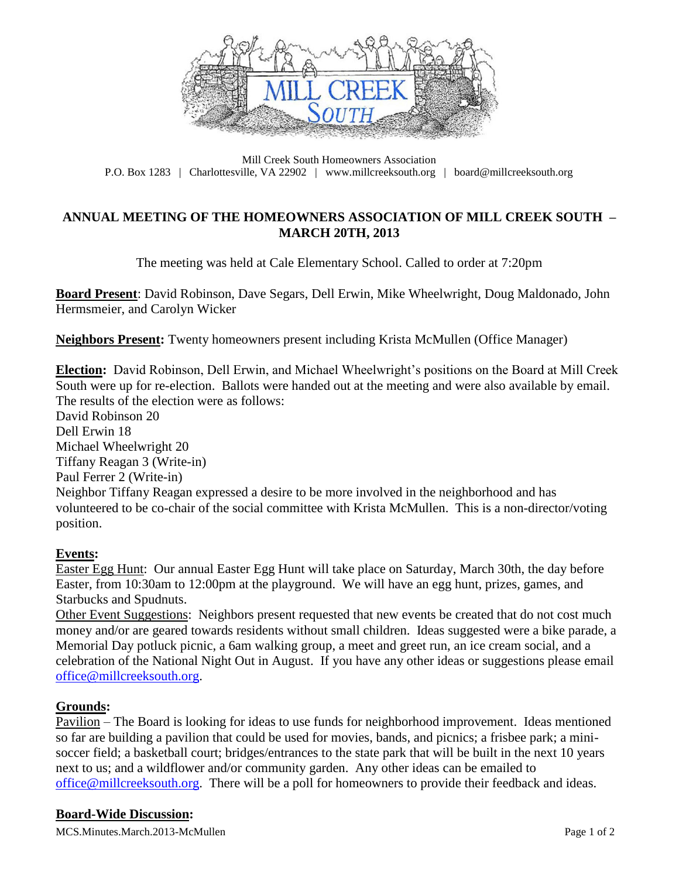Mill Creek South Homeowners Association
P.O. Box 1283 | Charlottesville, VA 22902 | www.millcreeksouth.org | board@millcreeksouth.org

# ANNUAL MEETING OF THE HOMEOWNERS ASSOCIATION OF MILL CREEK SOUTH – MARCH 20TH, 2013

The meeting was held at Cale Elementary School. Called to order at 7:20pm

**Board Present**: David Robinson, Dave Segars, Dell Erwin, Mike Wheelwright, Doug Maldonado, John Hermsmeier, and Carolyn Wicker

**Neighbors Present:** Twenty homeowners present including Krista McMullen (Office Manager)

**Election:** David Robinson, Dell Erwin, and Michael Wheelwright's positions on the Board at Mill Creek South were up for re-election. Ballots were handed out at the meeting and were also available by email. The results of the election were as follows:
David Robinson 20
Dell Erwin 18
Michael Wheelwright 20
Tiffany Reagan 3 (Write-in)
Paul Ferrer 2 (Write-in)
Neighbor Tiffany Reagan expressed a desire to be more involved in the neighborhood and has volunteered to be co-chair of the social committee with Krista McMullen. This is a non-director/voting position.

**Events:**
Easter Egg Hunt: Our annual Easter Egg Hunt will take place on Saturday, March 30th, the day before Easter, from 10:30am to 12:00pm at the playground. We will have an egg hunt, prizes, games, and Starbucks and Spudnuts.
Other Event Suggestions: Neighbors present requested that new events be created that do not cost much money and/or are geared towards residents without small children. Ideas suggested were a bike parade, a Memorial Day potluck picnic, a 6am walking group, a meet and greet run, an ice cream social, and a celebration of the National Night Out in August. If you have any other ideas or suggestions please email office@millcreeksouth.org.

**Grounds:**
Pavilion – The Board is looking for ideas to use funds for neighborhood improvement. Ideas mentioned so far are building a pavilion that could be used for movies, bands, and picnics; a frisbee park; a mini-soccer field; a basketball court; bridges/entrances to the state park that will be built in the next 10 years next to us; and a wildflower and/or community garden. Any other ideas can be emailed to office@millcreeksouth.org. There will be a poll for homeowners to provide their feedback and ideas.

**Board-Wide Discussion:**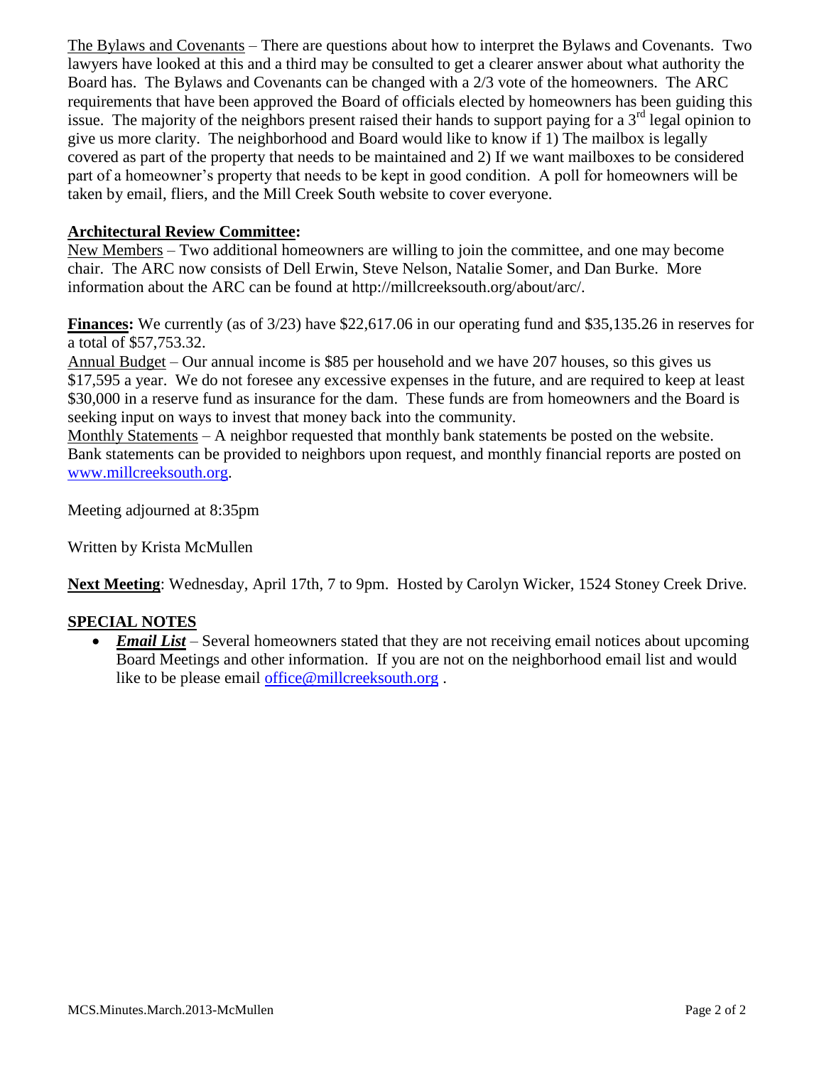The Bylaws and Covenants – There are questions about how to interpret the Bylaws and Covenants. Two lawyers have looked at this and a third may be consulted to get a clearer answer about what authority the Board has. The Bylaws and Covenants can be changed with a 2/3 vote of the homeowners. The ARC requirements that have been approved the Board of officials elected by homeowners has been guiding this issue. The majority of the neighbors present raised their hands to support paying for a 3rd legal opinion to give us more clarity. The neighborhood and Board would like to know if 1) The mailbox is legally covered as part of the property that needs to be maintained and 2) If we want mailboxes to be considered part of a homeowner's property that needs to be kept in good condition. A poll for homeowners will be taken by email, fliers, and the Mill Creek South website to cover everyone.

**Architectural Review Committee:**

New Members – Two additional homeowners are willing to join the committee, and one may become chair. The ARC now consists of Dell Erwin, Steve Nelson, Natalie Somer, and Dan Burke. More information about the ARC can be found at http://millcreeksouth.org/about/arc/.

**Finances:** We currently (as of 3/23) have $22,617.06 in our operating fund and $35,135.26 in reserves for a total of $57,753.32.

Annual Budget – Our annual income is $85 per household and we have 207 houses, so this gives us $17,595 a year. We do not foresee any excessive expenses in the future, and are required to keep at least $30,000 in a reserve fund as insurance for the dam. These funds are from homeowners and the Board is seeking input on ways to invest that money back into the community.

Monthly Statements – A neighbor requested that monthly bank statements be posted on the website. Bank statements can be provided to neighbors upon request, and monthly financial reports are posted on www.millcreeksouth.org.

Meeting adjourned at 8:35pm

Written by Krista McMullen

**Next Meeting**: Wednesday, April 17th, 7 to 9pm. Hosted by Carolyn Wicker, 1524 Stoney Creek Drive.

**SPECIAL NOTES**

- ***Email List*** – Several homeowners stated that they are not receiving email notices about upcoming Board Meetings and other information. If you are not on the neighborhood email list and would like to be please email office@millcreeksouth.org .